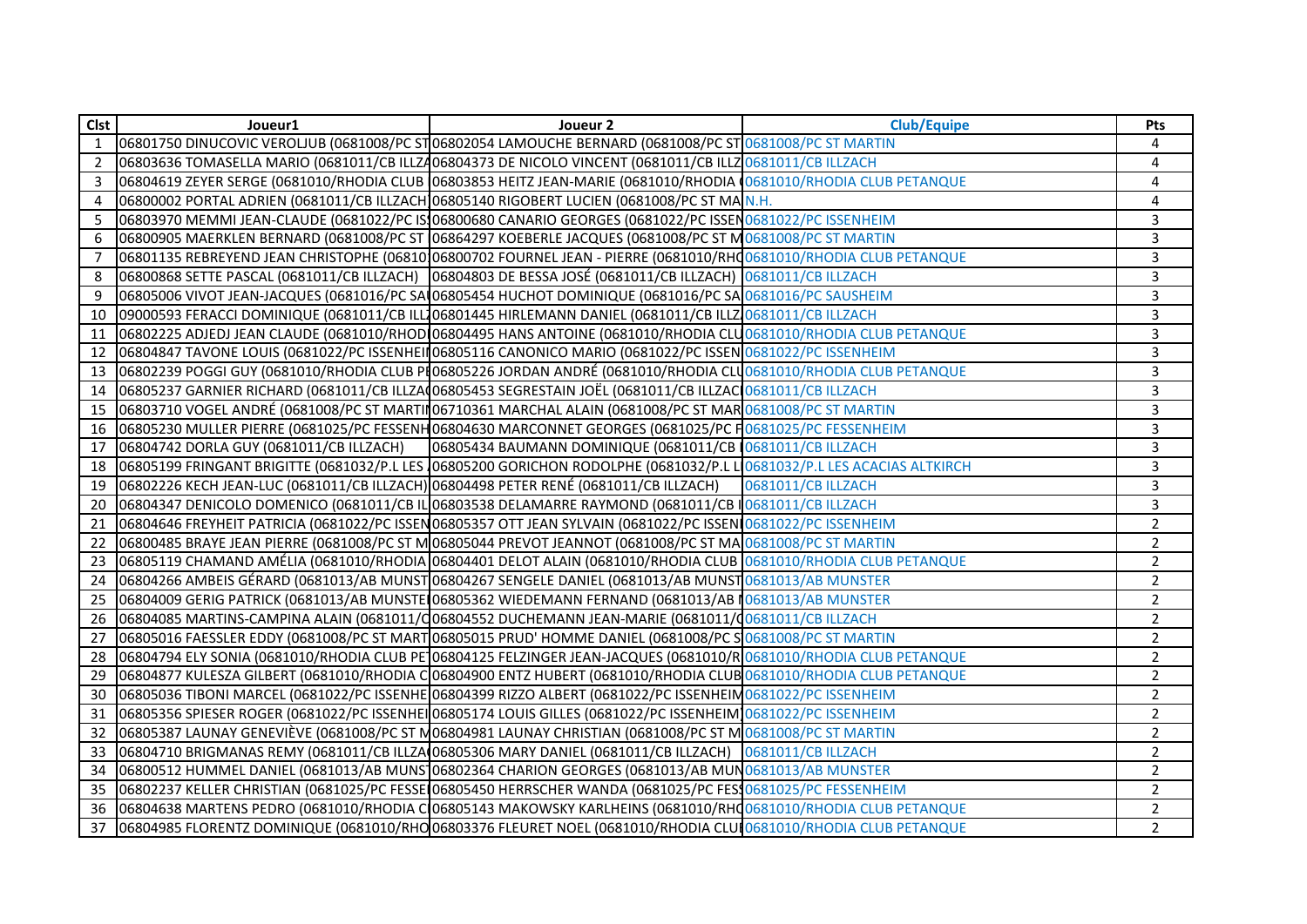| Clst | Joueur1 | Joueur 2 | Club/Equipe | Pts |
|---|---|---|---|---|
| 1 | 06801750 DINUCOVIC VEROLJUB (0681008/PC ST | 06802054 LAMOUCHE BERNARD (0681008/PC ST | 0681008/PC ST MARTIN | 4 |
| 2 | 06803636 TOMASELLA MARIO (0681011/CB ILLZA | 06804373 DE NICOLO VINCENT (0681011/CB ILLZ | 0681011/CB ILLZACH | 4 |
| 3 | 06804619 ZEYER SERGE (0681010/RHODIA CLUB | 06803853 HEITZ JEAN-MARIE (0681010/RHODIA | 0681010/RHODIA CLUB PETANQUE | 4 |
| 4 | 06800002 PORTAL ADRIEN (0681011/CB ILLZACH | 06805140 RIGOBERT LUCIEN (0681008/PC ST MA | N.H. | 4 |
| 5 | 06803970 MEMMI JEAN-CLAUDE (0681022/PC IS | 06800680 CANARIO GEORGES (0681022/PC ISSEN | 0681022/PC ISSENHEIM | 3 |
| 6 | 06800905 MAERKLEN BERNARD (0681008/PC ST | 06864297 KOEBERLE JACQUES (0681008/PC ST M | 0681008/PC ST MARTIN | 3 |
| 7 | 06801135 REBREYEND JEAN CHRISTOPHE (06810 | 06800702 FOURNEL JEAN - PIERRE (0681010/RH | 0681010/RHODIA CLUB PETANQUE | 3 |
| 8 | 06800868 SETTE PASCAL (0681011/CB ILLZACH) | 06804803 DE BESSA JOSÉ (0681011/CB ILLZACH) | 0681011/CB ILLZACH | 3 |
| 9 | 06805006 VIVOT JEAN-JACQUES (0681016/PC SA | 06805454 HUCHOT DOMINIQUE (0681016/PC SA | 0681016/PC SAUSHEIM | 3 |
| 10 | 09000593 FERACCI DOMINIQUE (0681011/CB ILL | 06801445 HIRLEMANN DANIEL (0681011/CB ILLZ | 0681011/CB ILLZACH | 3 |
| 11 | 06802225 ADJEDJ JEAN CLAUDE (0681010/RHOD | 06804495 HANS ANTOINE (0681010/RHODIA CLU | 0681010/RHODIA CLUB PETANQUE | 3 |
| 12 | 06804847 TAVONE LOUIS (0681022/PC ISSENHEI | 06805116 CANONICO MARIO (0681022/PC ISSEN | 0681022/PC ISSENHEIM | 3 |
| 13 | 06802239 POGGI GUY (0681010/RHODIA CLUB P | 06805226 JORDAN ANDRÉ (0681010/RHODIA CLU | 0681010/RHODIA CLUB PETANQUE | 3 |
| 14 | 06805237 GARNIER RICHARD (0681011/CB ILLZA | 06805453 SEGRESTAIN JOËL (0681011/CB ILLZAC | 0681011/CB ILLZACH | 3 |
| 15 | 06803710 VOGEL ANDRÉ (0681008/PC ST MARTI | 06710361 MARCHAL ALAIN (0681008/PC ST MAR | 0681008/PC ST MARTIN | 3 |
| 16 | 06805230 MULLER PIERRE (0681025/PC FESSENH | 06804630 MARCONNET GEORGES (0681025/PC F | 0681025/PC FESSENHEIM | 3 |
| 17 | 06804742 DORLA GUY (0681011/CB ILLZACH) | 06805434 BAUMANN DOMINIQUE (0681011/CB I | 0681011/CB ILLZACH | 3 |
| 18 | 06805199 FRINGANT BRIGITTE (0681032/P.L LES | 06805200 GORICHON RODOLPHE (0681032/P.L L | 0681032/P.L LES ACACIAS ALTKIRCH | 3 |
| 19 | 06802226 KECH JEAN-LUC (0681011/CB ILLZACH) | 06804498 PETER RENÉ (0681011/CB ILLZACH) | 0681011/CB ILLZACH | 3 |
| 20 | 06804347 DENICOLO DOMENICO (0681011/CB IL | 06803538 DELAMARRE RAYMOND (0681011/CB I | 0681011/CB ILLZACH | 3 |
| 21 | 06804646 FREYHEIT PATRICIA (0681022/PC ISSEN | 06805357 OTT JEAN SYLVAIN (0681022/PC ISSEN | 0681022/PC ISSENHEIM | 2 |
| 22 | 06800485 BRAYE JEAN PIERRE (0681008/PC ST M | 06805044 PREVOT JEANNOT (0681008/PC ST MA | 0681008/PC ST MARTIN | 2 |
| 23 | 06805119 CHAMAND AMÉLIA (0681010/RHODIA | 06804401 DELOT ALAIN (0681010/RHODIA CLUB | 0681010/RHODIA CLUB PETANQUE | 2 |
| 24 | 06804266 AMBEIS GÉRARD (0681013/AB MUNST | 06804267 SENGELE DANIEL (0681013/AB MUNST | 0681013/AB MUNSTER | 2 |
| 25 | 06804009 GERIG PATRICK (0681013/AB MUNSTE | 06805362 WIEDEMANN FERNAND (0681013/AB M | 0681013/AB MUNSTER | 2 |
| 26 | 06804085 MARTINS-CAMPINA ALAIN (0681011/C | 06804552 DUCHEMANN JEAN-MARIE (0681011/C | 0681011/CB ILLZACH | 2 |
| 27 | 06805016 FAESSLER EDDY (0681008/PC ST MART | 06805015 PRUD' HOMME DANIEL (0681008/PC S | 0681008/PC ST MARTIN | 2 |
| 28 | 06804794 ELY SONIA (0681010/RHODIA CLUB PE | 06804125 FELZINGER JEAN-JACQUES (0681010/R | 0681010/RHODIA CLUB PETANQUE | 2 |
| 29 | 06804877 KULESZA GILBERT (0681010/RHODIA C | 06804900 ENTZ HUBERT (0681010/RHODIA CLUB | 0681010/RHODIA CLUB PETANQUE | 2 |
| 30 | 06805036 TIBONI MARCEL (0681022/PC ISSENHE | 06804399 RIZZO ALBERT (0681022/PC ISSENHEIM | 0681022/PC ISSENHEIM | 2 |
| 31 | 06805356 SPIESER ROGER (0681022/PC ISSENHEI | 06805174 LOUIS GILLES (0681022/PC ISSENHEIM | 0681022/PC ISSENHEIM | 2 |
| 32 | 06805387 LAUNAY GENEVIÈVE (0681008/PC ST M | 06804981 LAUNAY CHRISTIAN (0681008/PC ST M | 0681008/PC ST MARTIN | 2 |
| 33 | 06804710 BRIGMANAS REMY (0681011/CB ILLZA | 06805306 MARY DANIEL (0681011/CB ILLZACH) | 0681011/CB ILLZACH | 2 |
| 34 | 06800512 HUMMEL DANIEL (0681013/AB MUNS | 06802364 CHARION GEORGES (0681013/AB MUN | 0681013/AB MUNSTER | 2 |
| 35 | 06802237 KELLER CHRISTIAN (0681025/PC FESSE | 06805450 HERRSCHER WANDA (0681025/PC FES | 0681025/PC FESSENHEIM | 2 |
| 36 | 06804638 MARTENS PEDRO (0681010/RHODIA C | 06805143 MAKOWSKY KARLHEINS (0681010/RH | 0681010/RHODIA CLUB PETANQUE | 2 |
| 37 | 06804985 FLORENTZ DOMINIQUE (0681010/RHO | 06803376 FLEURET NOEL (0681010/RHODIA CLU | 0681010/RHODIA CLUB PETANQUE | 2 |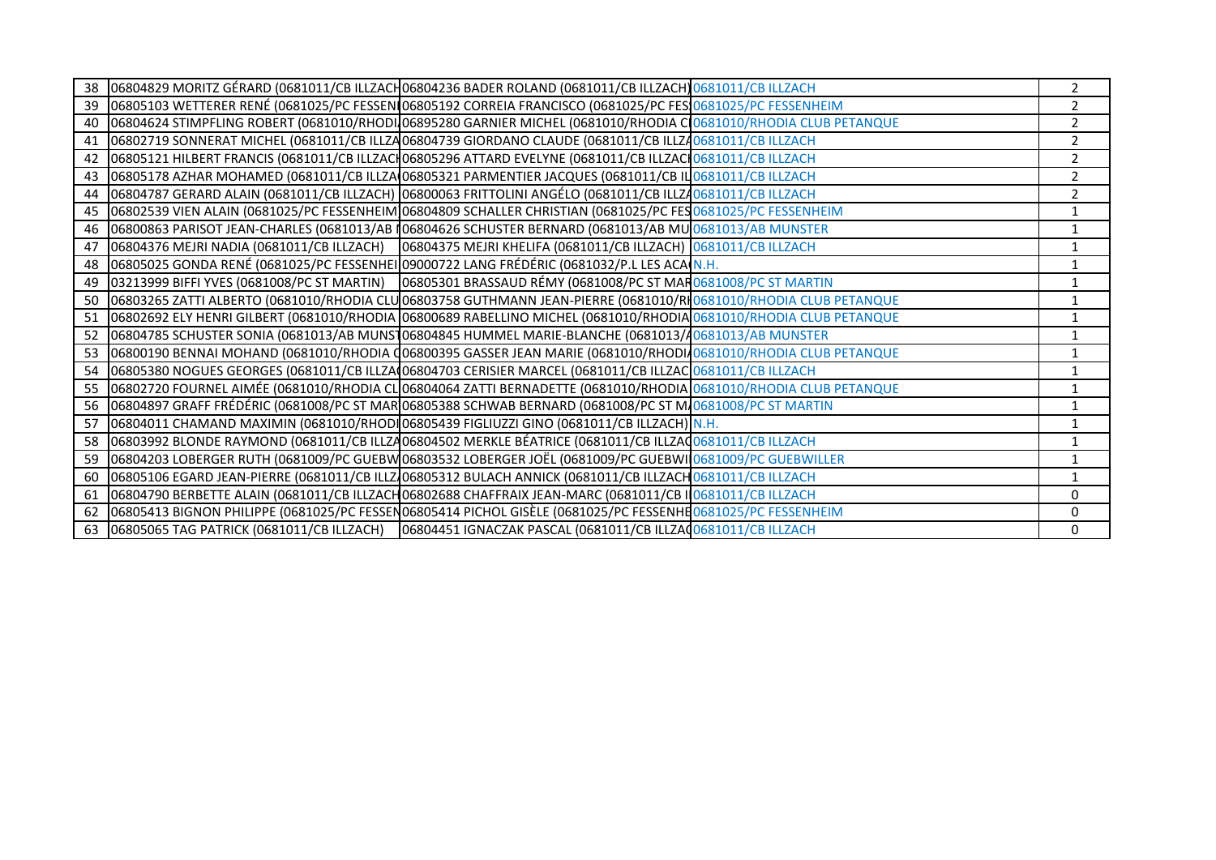| | | | | |
|---|---|---|---|---|
| 38 | 06804829 MORITZ GÉRARD (0681011/CB ILLZACH | 06804236 BADER ROLAND (0681011/CB ILLZACH) | 0681011/CB ILLZACH | 2 |
| 39 | 06805103 WETTERER RENÉ (0681025/PC FESSENI | 06805192 CORREIA FRANCISCO (0681025/PC FES | 0681025/PC FESSENHEIM | 2 |
| 40 | 06804624 STIMPFLING ROBERT (0681010/RHODI | 06895280 GARNIER MICHEL (0681010/RHODIA C | 0681010/RHODIA CLUB PETANQUE | 2 |
| 41 | 06802719 SONNERAT MICHEL (0681011/CB ILLZA | 06804739 GIORDANO CLAUDE (0681011/CB ILLZA | 0681011/CB ILLZACH | 2 |
| 42 | 06805121 HILBERT FRANCIS (0681011/CB ILLZACI | 06805296 ATTARD EVELYNE (0681011/CB ILLZACI | 0681011/CB ILLZACH | 2 |
| 43 | 06805178 AZHAR MOHAMED (0681011/CB ILLZA | 06805321 PARMENTIER JACQUES (0681011/CB IL | 0681011/CB ILLZACH | 2 |
| 44 | 06804787 GERARD ALAIN (0681011/CB ILLZACH) | 06800063 FRITTOLINI ANGÉLO (0681011/CB ILLZA | 0681011/CB ILLZACH | 2 |
| 45 | 06802539 VIEN ALAIN (0681025/PC FESSENHEIM | 06804809 SCHALLER CHRISTIAN (0681025/PC FES | 0681025/PC FESSENHEIM | 1 |
| 46 | 06800863 PARISOT JEAN-CHARLES (0681013/AB I | 06804626 SCHUSTER BERNARD (0681013/AB MU | 0681013/AB MUNSTER | 1 |
| 47 | 06804376 MEJRI NADIA (0681011/CB ILLZACH) | 06804375 MEJRI KHELIFA (0681011/CB ILLZACH) | 0681011/CB ILLZACH | 1 |
| 48 | 06805025 GONDA RENÉ (0681025/PC FESSENHEI | 09000722 LANG FRÉDÉRIC (0681032/P.L LES ACA | N.H. | 1 |
| 49 | 03213999 BIFFI YVES (0681008/PC ST MARTIN) | 06805301 BRASSAUD RÉMY (0681008/PC ST MAR | 0681008/PC ST MARTIN | 1 |
| 50 | 06803265 ZATTI ALBERTO (0681010/RHODIA CLU | 06803758 GUTHMANN JEAN-PIERRE (0681010/RI | 0681010/RHODIA CLUB PETANQUE | 1 |
| 51 | 06802692 ELY HENRI GILBERT (0681010/RHODIA | 06800689 RABELLINO MICHEL (0681010/RHODIA | 0681010/RHODIA CLUB PETANQUE | 1 |
| 52 | 06804785 SCHUSTER SONIA (0681013/AB MUNS | 06804845 HUMMEL MARIE-BLANCHE (0681013/A | 0681013/AB MUNSTER | 1 |
| 53 | 06800190 BENNAI MOHAND (0681010/RHODIA C | 06800395 GASSER JEAN MARIE (0681010/RHODI | 0681010/RHODIA CLUB PETANQUE | 1 |
| 54 | 06805380 NOGUES GEORGES (0681011/CB ILLZA | 06804703 CERISIER MARCEL (0681011/CB ILLZAC | 0681011/CB ILLZACH | 1 |
| 55 | 06802720 FOURNEL AIMÉE (0681010/RHODIA CL | 06804064 ZATTI BERNADETTE (0681010/RHODIA | 0681010/RHODIA CLUB PETANQUE | 1 |
| 56 | 06804897 GRAFF FRÉDÉRIC (0681008/PC ST MAR | 06805388 SCHWAB BERNARD (0681008/PC ST M | 0681008/PC ST MARTIN | 1 |
| 57 | 06804011 CHAMAND MAXIMIN (0681010/RHODI | 06805439 FIGLIUZZI GINO (0681011/CB ILLZACH) | N.H. | 1 |
| 58 | 06803992 BLONDE RAYMOND (0681011/CB ILLZA | 06804502 MERKLE BÉATRICE (0681011/CB ILLZAC | 0681011/CB ILLZACH | 1 |
| 59 | 06804203 LOBERGER RUTH (0681009/PC GUEBW | 06803532 LOBERGER JOËL (0681009/PC GUEBWI | 0681009/PC GUEBWILLER | 1 |
| 60 | 06805106 EGARD JEAN-PIERRE (0681011/CB ILLZ | 06805312 BULACH ANNICK (0681011/CB ILLZACH | 0681011/CB ILLZACH | 1 |
| 61 | 06804790 BERBETTE ALAIN (0681011/CB ILLZACH | 06802688 CHAFFRAIX JEAN-MARC (0681011/CB I | 0681011/CB ILLZACH | 0 |
| 62 | 06805413 BIGNON PHILIPPE (0681025/PC FESSEN | 06805414 PICHOL GISÈLE (0681025/PC FESSENHE | 0681025/PC FESSENHEIM | 0 |
| 63 | 06805065 TAG PATRICK (0681011/CB ILLZACH) | 06804451 IGNACZAK PASCAL (0681011/CB ILLZA | 0681011/CB ILLZACH | 0 |